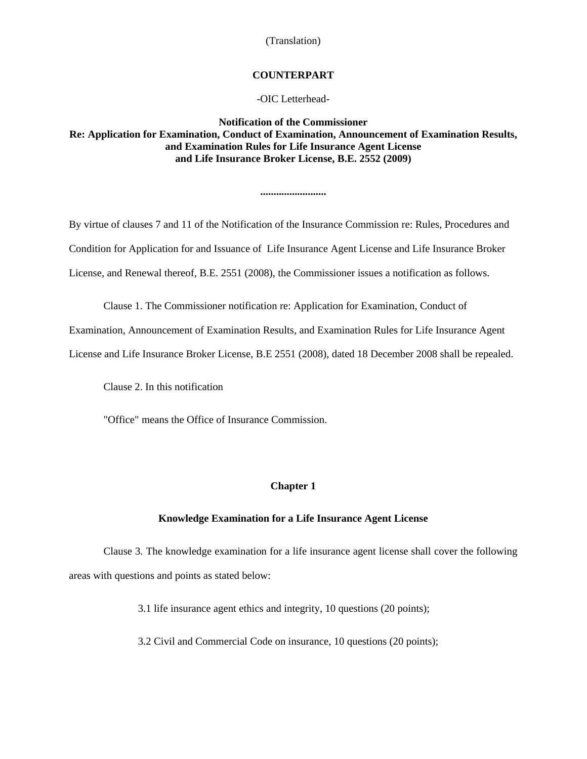(Translation)

**COUNTERPART**

-OIC Letterhead-

**Notification of the Commissioner**
**Re: Application for Examination, Conduct of Examination, Announcement of Examination Results, and Examination Rules for Life Insurance Agent License and Life Insurance Broker License, B.E. 2552 (2009)**

**.........................**

By virtue of clauses 7 and 11 of the Notification of the Insurance Commission re: Rules, Procedures and Condition for Application for and Issuance of Life Insurance Agent License and Life Insurance Broker License, and Renewal thereof, B.E. 2551 (2008), the Commissioner issues a notification as follows.

Clause 1. The Commissioner notification re: Application for Examination, Conduct of Examination, Announcement of Examination Results, and Examination Rules for Life Insurance Agent License and Life Insurance Broker License, B.E 2551 (2008), dated 18 December 2008 shall be repealed.

Clause 2. In this notification

"Office" means the Office of Insurance Commission.

## Chapter 1

## Knowledge Examination for a Life Insurance Agent License

Clause 3. The knowledge examination for a life insurance agent license shall cover the following areas with questions and points as stated below:

3.1 life insurance agent ethics and integrity, 10 questions (20 points);

3.2 Civil and Commercial Code on insurance, 10 questions (20 points);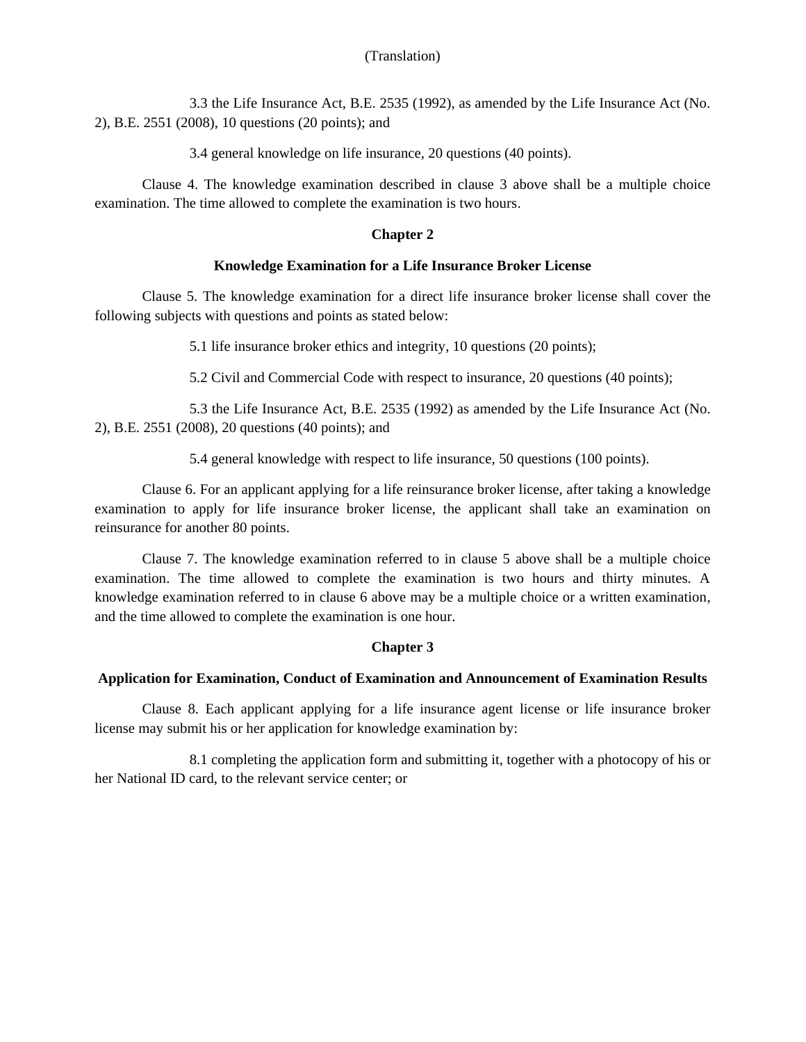3.3 the Life Insurance Act, B.E. 2535 (1992), as amended by the Life Insurance Act (No. 2), B.E. 2551 (2008), 10 questions (20 points); and

3.4 general knowledge on life insurance, 20 questions (40 points).

Clause 4. The knowledge examination described in clause 3 above shall be a multiple choice examination. The time allowed to complete the examination is two hours.

## Chapter 2

### Knowledge Examination for a Life Insurance Broker License

Clause 5. The knowledge examination for a direct life insurance broker license shall cover the following subjects with questions and points as stated below:

5.1 life insurance broker ethics and integrity, 10 questions (20 points);

5.2 Civil and Commercial Code with respect to insurance, 20 questions (40 points);

5.3 the Life Insurance Act, B.E. 2535 (1992) as amended by the Life Insurance Act (No. 2), B.E. 2551 (2008), 20 questions (40 points); and

5.4 general knowledge with respect to life insurance, 50 questions (100 points).

Clause 6. For an applicant applying for a life reinsurance broker license, after taking a knowledge examination to apply for life insurance broker license, the applicant shall take an examination on reinsurance for another 80 points.

Clause 7. The knowledge examination referred to in clause 5 above shall be a multiple choice examination. The time allowed to complete the examination is two hours and thirty minutes. A knowledge examination referred to in clause 6 above may be a multiple choice or a written examination, and the time allowed to complete the examination is one hour.

## Chapter 3

### Application for Examination, Conduct of Examination and Announcement of Examination Results

Clause 8. Each applicant applying for a life insurance agent license or life insurance broker license may submit his or her application for knowledge examination by:

8.1 completing the application form and submitting it, together with a photocopy of his or her National ID card, to the relevant service center; or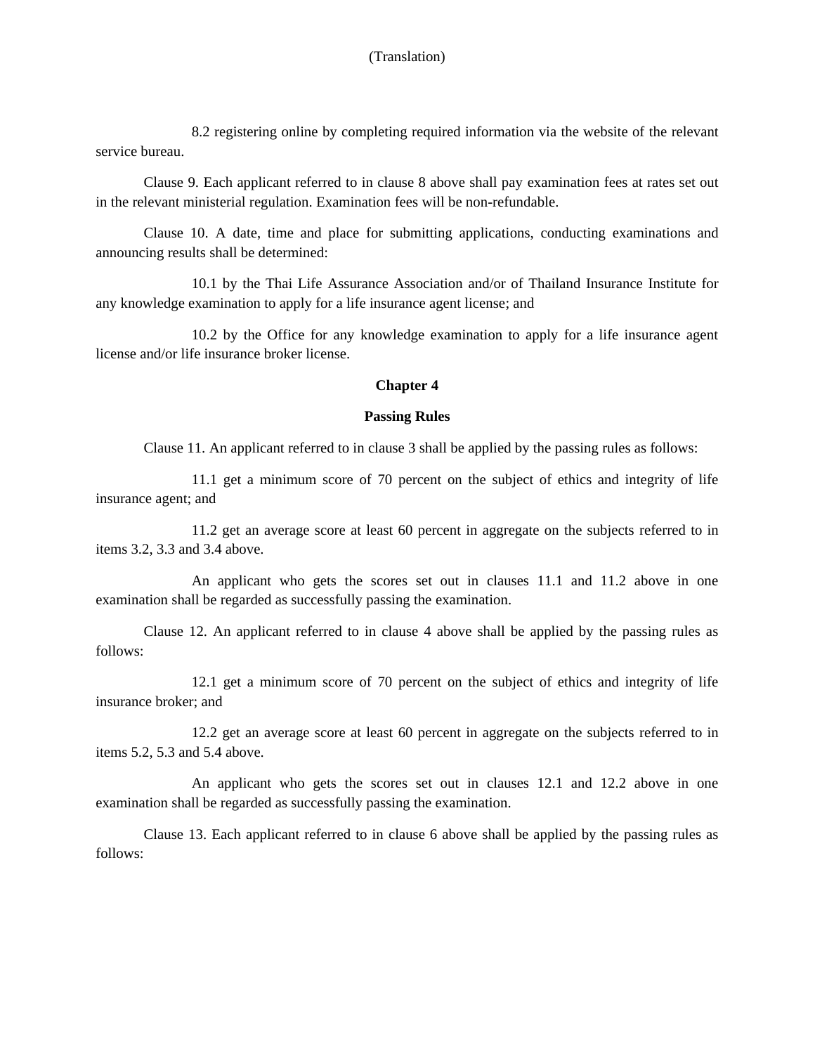(Translation)

8.2 registering online by completing required information via the website of the relevant service bureau.

Clause 9. Each applicant referred to in clause 8 above shall pay examination fees at rates set out in the relevant ministerial regulation. Examination fees will be non-refundable.

Clause 10. A date, time and place for submitting applications, conducting examinations and announcing results shall be determined:

10.1 by the Thai Life Assurance Association and/or of Thailand Insurance Institute for any knowledge examination to apply for a life insurance agent license; and

10.2 by the Office for any knowledge examination to apply for a life insurance agent license and/or life insurance broker license.

## Chapter 4

## Passing Rules

Clause 11. An applicant referred to in clause 3 shall be applied by the passing rules as follows:

11.1 get a minimum score of 70 percent on the subject of ethics and integrity of life insurance agent; and

11.2 get an average score at least 60 percent in aggregate on the subjects referred to in items 3.2, 3.3 and 3.4 above.

An applicant who gets the scores set out in clauses 11.1 and 11.2 above in one examination shall be regarded as successfully passing the examination.

Clause 12. An applicant referred to in clause 4 above shall be applied by the passing rules as follows:

12.1 get a minimum score of 70 percent on the subject of ethics and integrity of life insurance broker; and

12.2 get an average score at least 60 percent in aggregate on the subjects referred to in items 5.2, 5.3 and 5.4 above.

An applicant who gets the scores set out in clauses 12.1 and 12.2 above in one examination shall be regarded as successfully passing the examination.

Clause 13. Each applicant referred to in clause 6 above shall be applied by the passing rules as follows: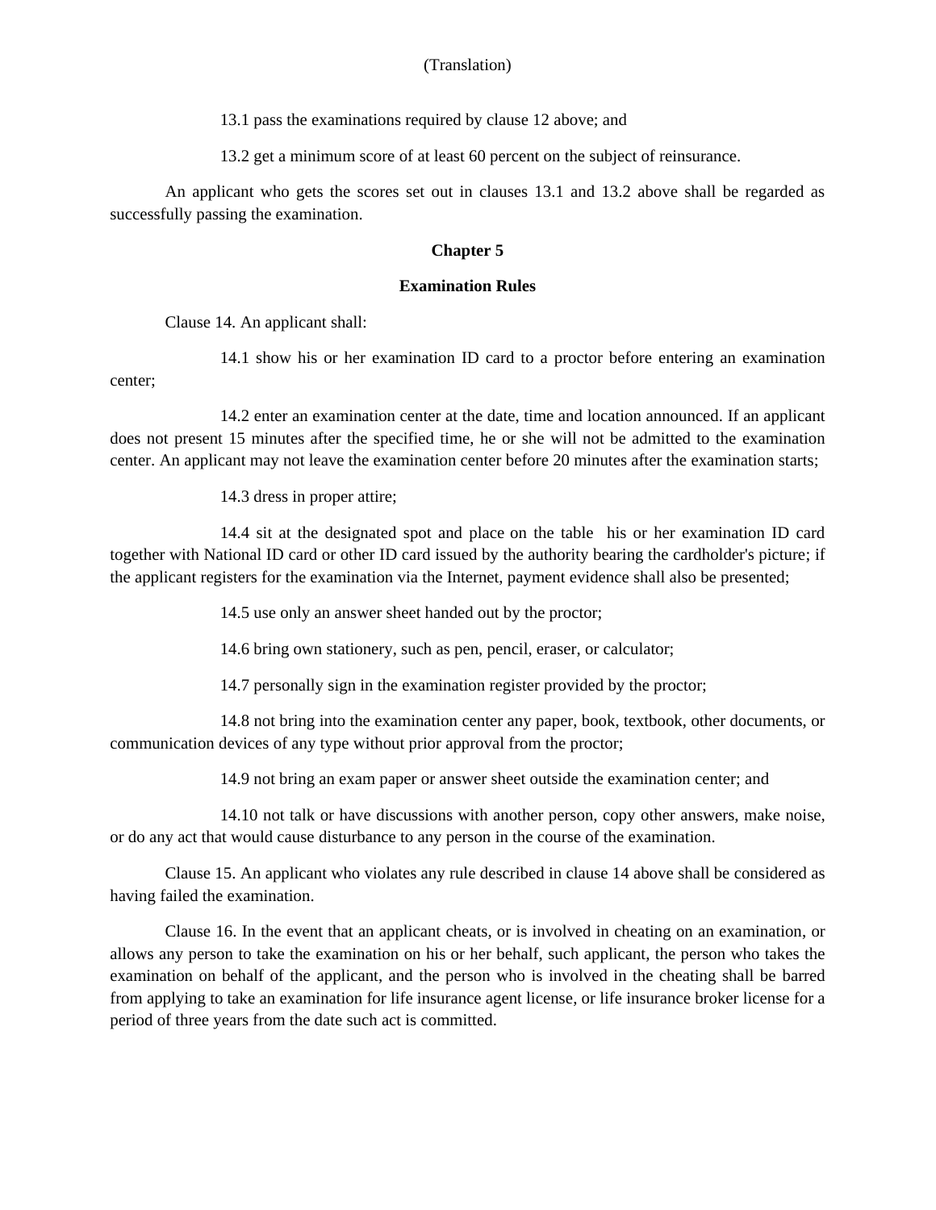(Translation)

13.1 pass the examinations required by clause 12 above; and

13.2 get a minimum score of at least 60 percent on the subject of reinsurance.

An applicant who gets the scores set out in clauses 13.1 and 13.2 above shall be regarded as successfully passing the examination.

**Chapter 5**

**Examination Rules**

Clause 14. An applicant shall:

14.1 show his or her examination ID card to a proctor before entering an examination center;

14.2 enter an examination center at the date, time and location announced. If an applicant does not present 15 minutes after the specified time, he or she will not be admitted to the examination center. An applicant may not leave the examination center before 20 minutes after the examination starts;

14.3 dress in proper attire;

14.4 sit at the designated spot and place on the table his or her examination ID card together with National ID card or other ID card issued by the authority bearing the cardholder's picture; if the applicant registers for the examination via the Internet, payment evidence shall also be presented;

14.5 use only an answer sheet handed out by the proctor;

14.6 bring own stationery, such as pen, pencil, eraser, or calculator;

14.7 personally sign in the examination register provided by the proctor;

14.8 not bring into the examination center any paper, book, textbook, other documents, or communication devices of any type without prior approval from the proctor;

14.9 not bring an exam paper or answer sheet outside the examination center; and

14.10 not talk or have discussions with another person, copy other answers, make noise, or do any act that would cause disturbance to any person in the course of the examination.

Clause 15. An applicant who violates any rule described in clause 14 above shall be considered as having failed the examination.

Clause 16. In the event that an applicant cheats, or is involved in cheating on an examination, or allows any person to take the examination on his or her behalf, such applicant, the person who takes the examination on behalf of the applicant, and the person who is involved in the cheating shall be barred from applying to take an examination for life insurance agent license, or life insurance broker license for a period of three years from the date such act is committed.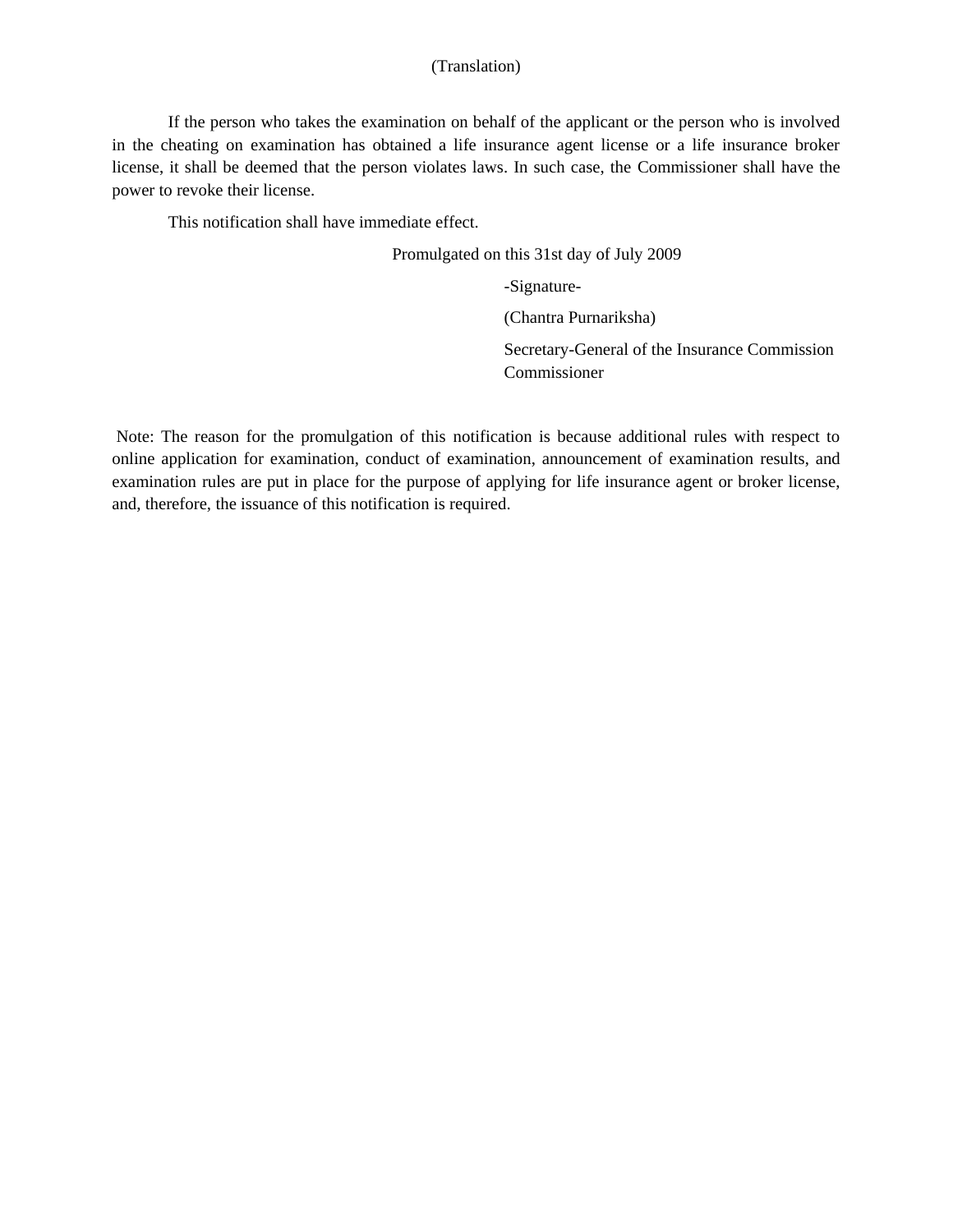(Translation)

If the person who takes the examination on behalf of the applicant or the person who is involved in the cheating on examination has obtained a life insurance agent license or a life insurance broker license, it shall be deemed that the person violates laws. In such case, the Commissioner shall have the power to revoke their license.

This notification shall have immediate effect.

Promulgated on this 31st day of July 2009

-Signature-

(Chantra Purnariksha)

Secretary-General of the Insurance Commission
Commissioner

Note: The reason for the promulgation of this notification is because additional rules with respect to online application for examination, conduct of examination, announcement of examination results, and examination rules are put in place for the purpose of applying for life insurance agent or broker license, and, therefore, the issuance of this notification is required.